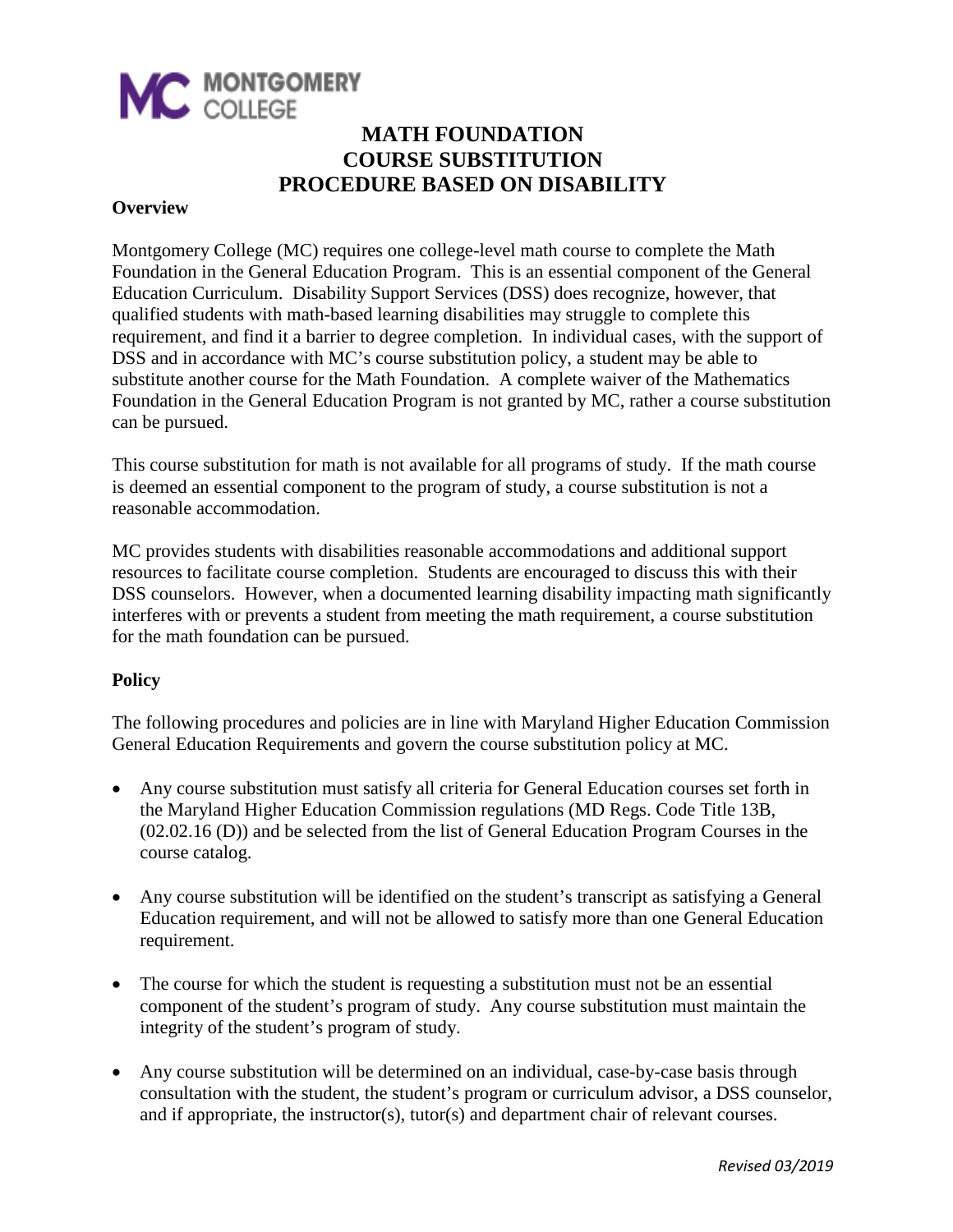MONTGOMERY COLLEGE

# MATH FOUNDATION
# COURSE SUBSTITUTION
# PROCEDURE BASED ON DISABILITY

## Overview

Montgomery College (MC) requires one college-level math course to complete the Math Foundation in the General Education Program. This is an essential component of the General Education Curriculum. Disability Support Services (DSS) does recognize, however, that qualified students with math-based learning disabilities may struggle to complete this requirement, and find it a barrier to degree completion. In individual cases, with the support of DSS and in accordance with MC's course substitution policy, a student may be able to substitute another course for the Math Foundation. A complete waiver of the Mathematics Foundation in the General Education Program is not granted by MC, rather a course substitution can be pursued.

This course substitution for math is not available for all programs of study. If the math course is deemed an essential component to the program of study, a course substitution is not a reasonable accommodation.

MC provides students with disabilities reasonable accommodations and additional support resources to facilitate course completion. Students are encouraged to discuss this with their DSS counselors. However, when a documented learning disability impacting math significantly interferes with or prevents a student from meeting the math requirement, a course substitution for the math foundation can be pursued.

## Policy

The following procedures and policies are in line with Maryland Higher Education Commission General Education Requirements and govern the course substitution policy at MC.

- Any course substitution must satisfy all criteria for General Education courses set forth in the Maryland Higher Education Commission regulations (MD Regs. Code Title 13B, (02.02.16 (D)) and be selected from the list of General Education Program Courses in the course catalog.
- Any course substitution will be identified on the student's transcript as satisfying a General Education requirement, and will not be allowed to satisfy more than one General Education requirement.
- The course for which the student is requesting a substitution must not be an essential component of the student's program of study. Any course substitution must maintain the integrity of the student's program of study.
- Any course substitution will be determined on an individual, case-by-case basis through consultation with the student, the student's program or curriculum advisor, a DSS counselor, and if appropriate, the instructor(s), tutor(s) and department chair of relevant courses.

*Revised 03/2019*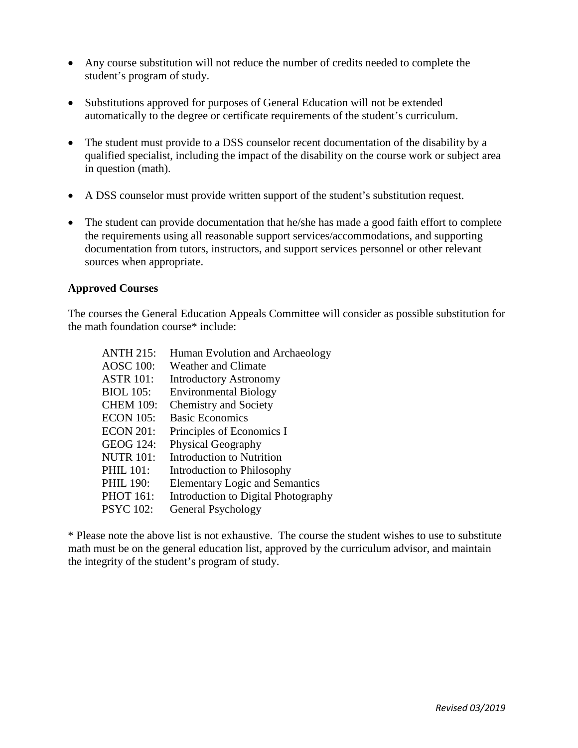- Any course substitution will not reduce the number of credits needed to complete the student's program of study.

- Substitutions approved for purposes of General Education will not be extended automatically to the degree or certificate requirements of the student's curriculum.

- The student must provide to a DSS counselor recent documentation of the disability by a qualified specialist, including the impact of the disability on the course work or subject area in question (math).

- A DSS counselor must provide written support of the student's substitution request.

- The student can provide documentation that he/she has made a good faith effort to complete the requirements using all reasonable support services/accommodations, and supporting documentation from tutors, instructors, and support services personnel or other relevant sources when appropriate.

**Approved Courses**

The courses the General Education Appeals Committee will consider as possible substitution for the math foundation course* include:

| | |
|---|---|
| ANTH 215: | Human Evolution and Archaeology |
| AOSC 100: | Weather and Climate |
| ASTR 101: | Introductory Astronomy |
| BIOL 105: | Environmental Biology |
| CHEM 109: | Chemistry and Society |
| ECON 105: | Basic Economics |
| ECON 201: | Principles of Economics I |
| GEOG 124: | Physical Geography |
| NUTR 101: | Introduction to Nutrition |
| PHIL 101: | Introduction to Philosophy |
| PHIL 190: | Elementary Logic and Semantics |
| PHOT 161: | Introduction to Digital Photography |
| PSYC 102: | General Psychology |

* Please note the above list is not exhaustive. The course the student wishes to use to substitute math must be on the general education list, approved by the curriculum advisor, and maintain the integrity of the student's program of study.

*Revised 03/2019*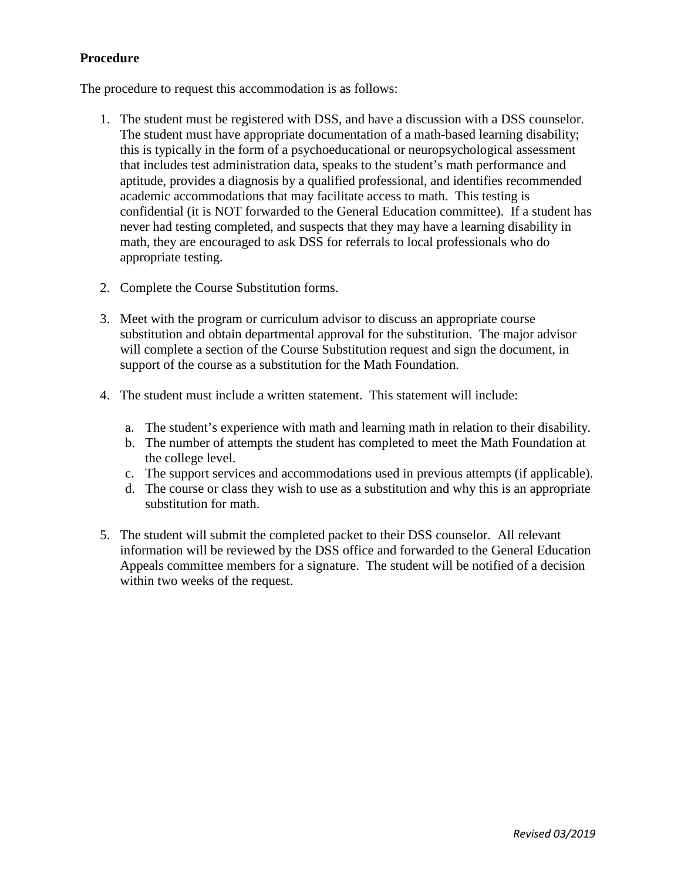**Procedure**

The procedure to request this accommodation is as follows:

1. The student must be registered with DSS, and have a discussion with a DSS counselor. The student must have appropriate documentation of a math-based learning disability; this is typically in the form of a psychoeducational or neuropsychological assessment that includes test administration data, speaks to the student's math performance and aptitude, provides a diagnosis by a qualified professional, and identifies recommended academic accommodations that may facilitate access to math. This testing is confidential (it is NOT forwarded to the General Education committee). If a student has never had testing completed, and suspects that they may have a learning disability in math, they are encouraged to ask DSS for referrals to local professionals who do appropriate testing.

2. Complete the Course Substitution forms.

3. Meet with the program or curriculum advisor to discuss an appropriate course substitution and obtain departmental approval for the substitution. The major advisor will complete a section of the Course Substitution request and sign the document, in support of the course as a substitution for the Math Foundation.

4. The student must include a written statement. This statement will include:

   a. The student's experience with math and learning math in relation to their disability.
   b. The number of attempts the student has completed to meet the Math Foundation at the college level.
   c. The support services and accommodations used in previous attempts (if applicable).
   d. The course or class they wish to use as a substitution and why this is an appropriate substitution for math.

5. The student will submit the completed packet to their DSS counselor. All relevant information will be reviewed by the DSS office and forwarded to the General Education Appeals committee members for a signature. The student will be notified of a decision within two weeks of the request.

*Revised 03/2019*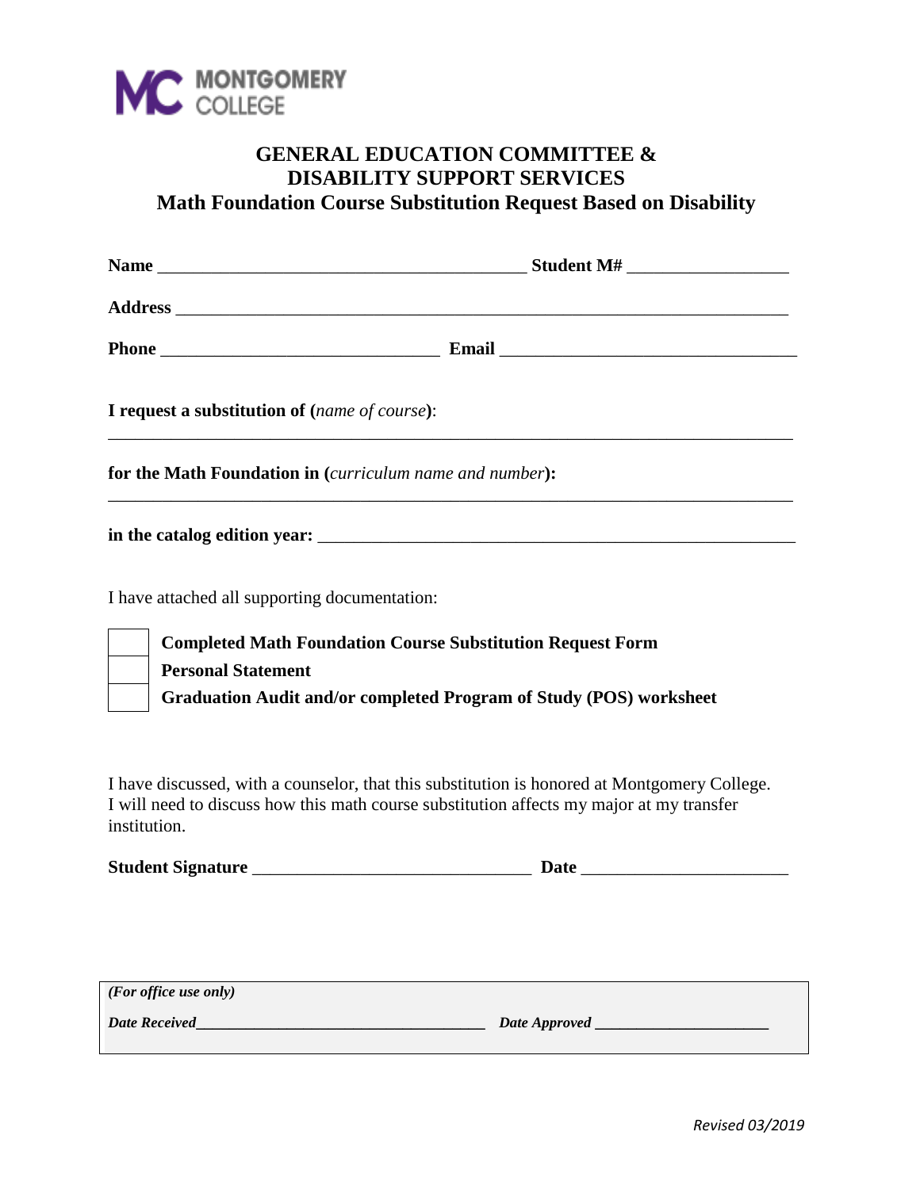MONTGOMERY COLLEGE

# GENERAL EDUCATION COMMITTEE & DISABILITY SUPPORT SERVICES

## Math Foundation Course Substitution Request Based on Disability

**Name** ________________________________________ **Student M#** __________________

**Address** ______________________________________________________________________

**Phone** _______________________________ **Email** __________________________________

**I request a substitution of (*name of course*):**

______________________________________________________________________________

**for the Math Foundation in (*curriculum name and number*):**

______________________________________________________________________________

**in the catalog edition year:** __________________________________________________

I have attached all supporting documentation:

- [ ] **Completed Math Foundation Course Substitution Request Form**
- [ ] **Personal Statement**
- [ ] **Graduation Audit and/or completed Program of Study (POS) worksheet**

I have discussed, with a counselor, that this substitution is honored at Montgomery College. I will need to discuss how this math course substitution affects my major at my transfer institution.

**Student Signature** _______________________________ **Date** ______________________

***(For office use only)***

***Date Received*** _____________________________________ ***Date Approved*** ______________________

*Revised 03/2019*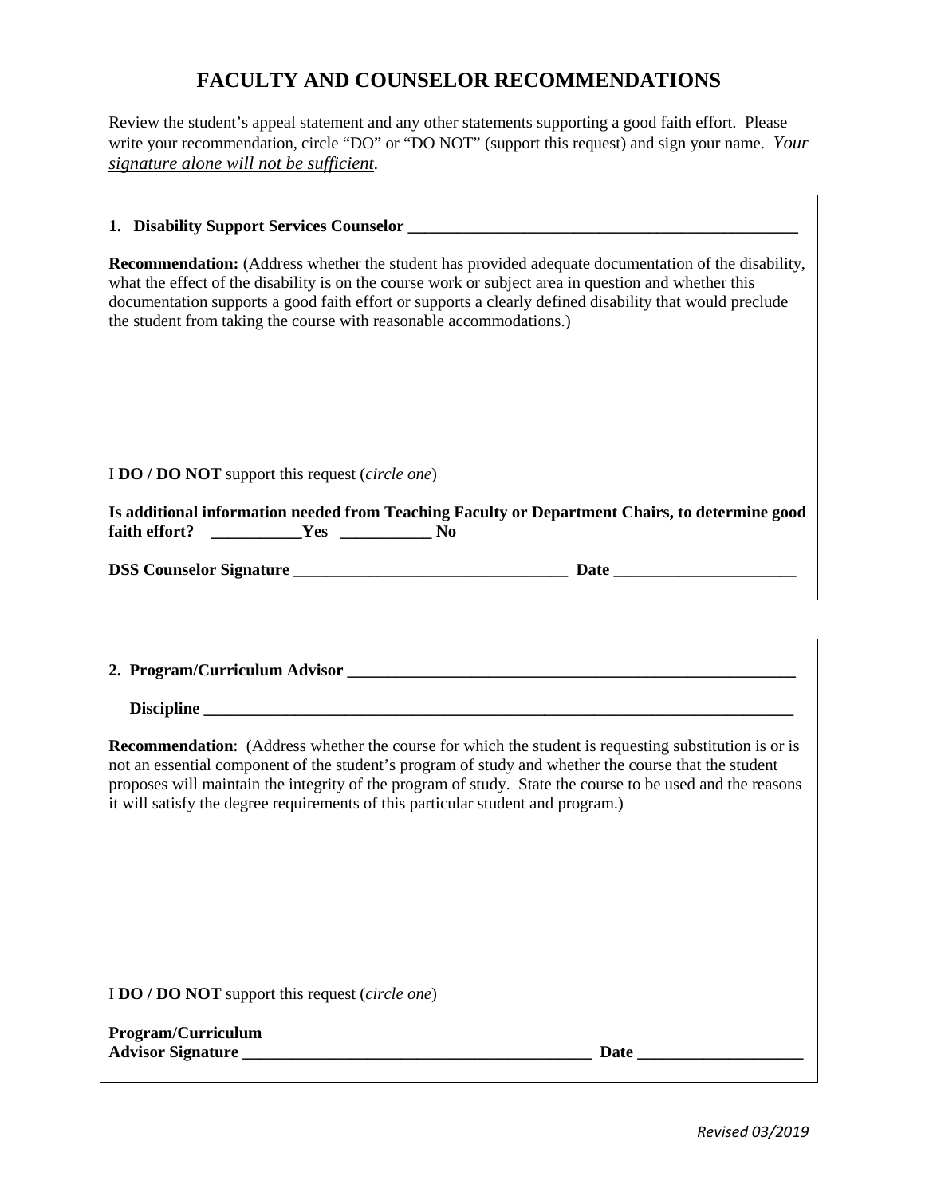# FACULTY AND COUNSELOR RECOMMENDATIONS

Review the student's appeal statement and any other statements supporting a good faith effort. Please write your recommendation, circle "DO" or "DO NOT" (support this request) and sign your name. *Your signature alone will not be sufficient.*

**1. Disability Support Services Counselor ________________________________________________**

**Recommendation:** (Address whether the student has provided adequate documentation of the disability, what the effect of the disability is on the course work or subject area in question and whether this documentation supports a good faith effort or supports a clearly defined disability that would preclude the student from taking the course with reasonable accommodations.)

I **DO / DO NOT** support this request (*circle one*)

**Is additional information needed from Teaching Faculty or Department Chairs, to determine good faith effort? ___________Yes ___________ No**

**DSS Counselor Signature** _________________________________ **Date** ______________________

**2. Program/Curriculum Advisor ________________________________________________________**

**Discipline ________________________________________________________________________**

**Recommendation**: (Address whether the course for which the student is requesting substitution is or is not an essential component of the student's program of study and whether the course that the student proposes will maintain the integrity of the program of study. State the course to be used and the reasons it will satisfy the degree requirements of this particular student and program.)

I **DO / DO NOT** support this request (*circle one*)

**Program/Curriculum Advisor Signature __________________________________________ Date ___________________**

*Revised 03/2019*